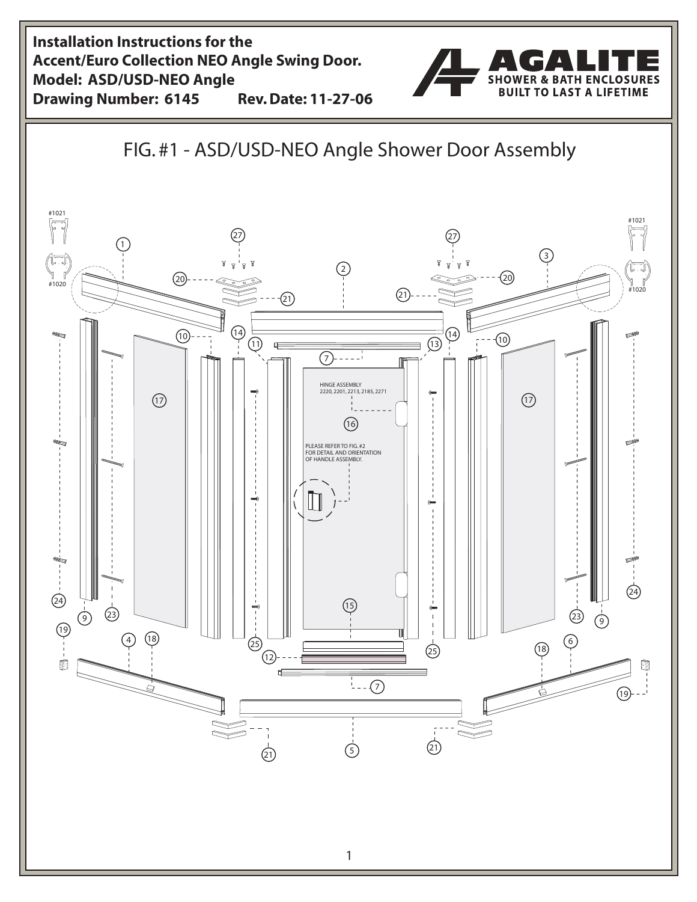**Installation Instructions for the Accent/Euro Collection NEO Angle Swing Door.**
**Model: ASD/USD-NEO Angle**
**Drawing Number: 6145 Rev. Date: 11-27-06**

AGALITE
SHOWER & BATH ENCLOSURES
BUILT TO LAST A LIFETIME

# FIG. #1 - ASD/USD-NEO Angle Shower Door Assembly

#1021

#1020

HINGE ASSEMBLY 2220, 2201, 2213, 2185, 2271

PLEASE REFER TO FIG. #2 FOR DETAIL AND ORIENTATION OF HANDLE ASSEMBLY.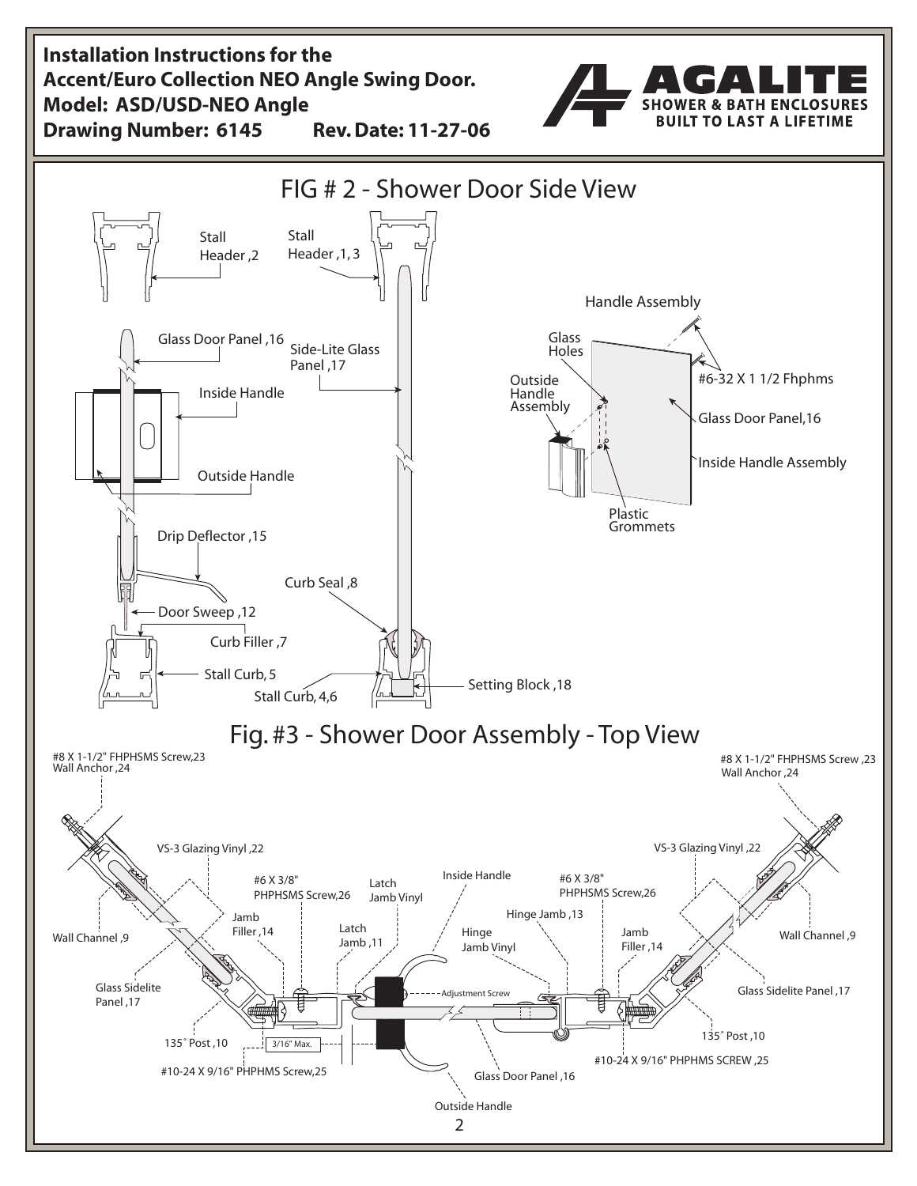**Installation Instructions for the**
**Accent/Euro Collection NEO Angle Swing Door.**
**Model: ASD/USD-NEO Angle**
**Drawing Number: 6145 Rev. Date: 11-27-06**

**AGALITE**
**SHOWER & BATH ENCLOSURES**
**BUILT TO LAST A LIFETIME**

## FIG # 2 - Shower Door Side View

Stall Header ,2

Stall Header ,1, 3

Glass Door Panel ,16

Side-Lite Glass Panel ,17

Inside Handle

Outside Handle

Drip Deflector ,15

Curb Seal ,8

Door Sweep ,12

Curb Filler ,7

Stall Curb, 5

Stall Curb, 4,6

Setting Block ,18

Handle Assembly

Glass Holes

Outside Handle Assembly

#6-32 X 1 1/2 Fhphms

Glass Door Panel,16

Inside Handle Assembly

Plastic Grommets

## Fig. #3 - Shower Door Assembly - Top View

#8 X 1-1/2" FHPHSMS Screw,23
Wall Anchor ,24

#8 X 1-1/2" FHPHSMS Screw ,23
Wall Anchor ,24

VS-3 Glazing Vinyl ,22

VS-3 Glazing Vinyl ,22

Wall Channel ,9

Wall Channel ,9

#6 X 3/8" PHPHSMS Screw,26

#6 X 3/8" PHPHSMS Screw,26

Latch Jamb Vinyl

Inside Handle

Hinge Jamb ,13

Jamb Filler ,14

Jamb Filler ,14

Latch Jamb ,11

Hinge Jamb Vinyl

Glass Sidelite Panel ,17

Glass Sidelite Panel ,17

Adjustment Screw

135˚ Post ,10

135˚ Post ,10

3/16" Max.

#10-24 X 9/16" PHPHMS Screw,25

#10-24 X 9/16" PHPHMS SCREW ,25

Glass Door Panel ,16

Outside Handle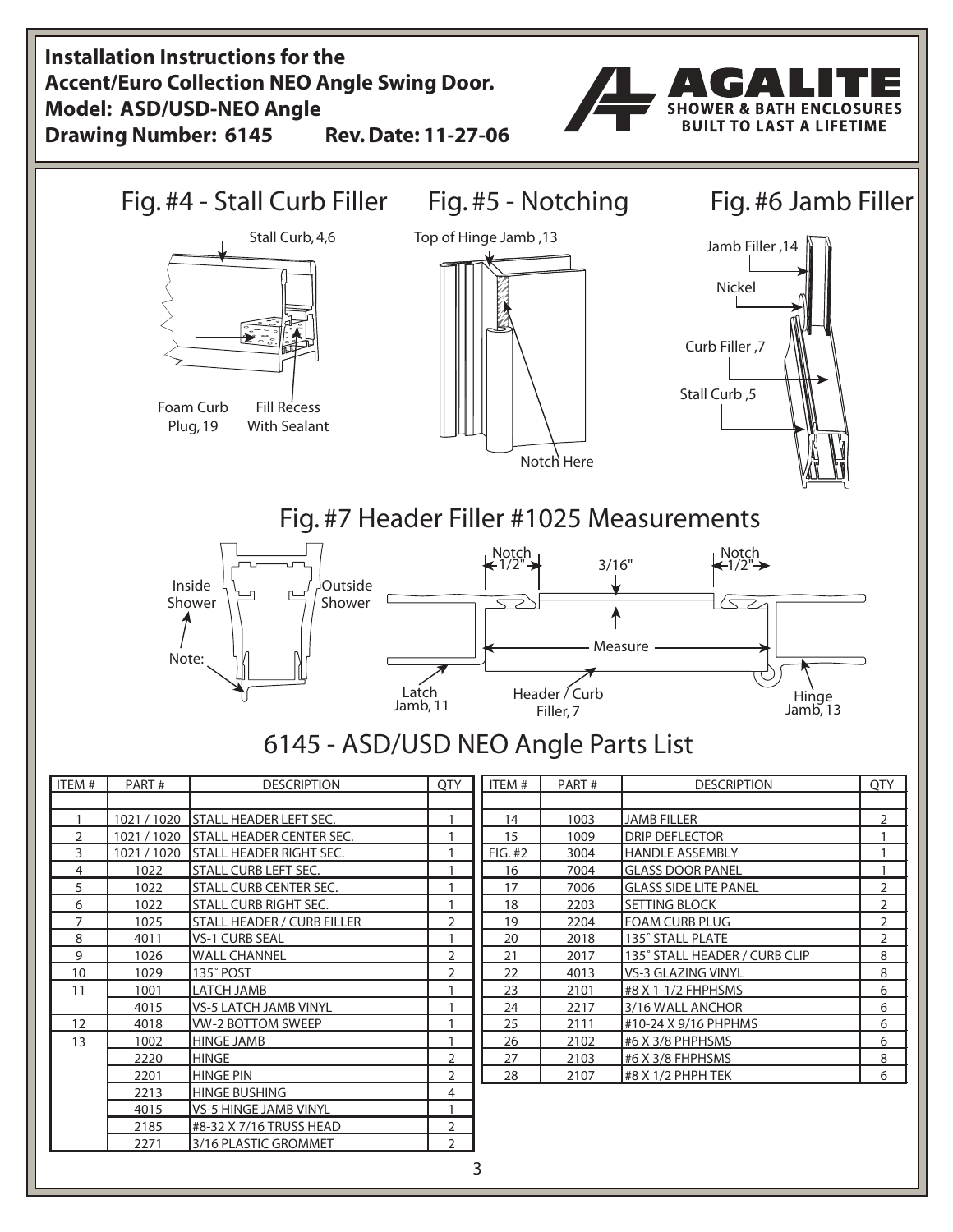**Installation Instructions for the Accent/Euro Collection NEO Angle Swing Door.**
**Model: ASD/USD-NEO Angle**
**Drawing Number: 6145 Rev. Date: 11-27-06**

AGALITE SHOWER & BATH ENCLOSURES BUILT TO LAST A LIFETIME

## Fig. #4 - Stall Curb Filler

Stall Curb, 4,6

Foam Curb Plug, 19

Fill Recess With Sealant

## Fig. #5 - Notching

Top of Hinge Jamb, 13

Notch Here

## Fig. #6 Jamb Filler

Jamb Filler, 14

Nickel

Curb Filler, 7

Stall Curb, 5

## Fig. #7 Header Filler #1025 Measurements

Inside Shower

Outside Shower

Note:

Notch 1/2"

3/16"

Notch 1/2"

Measure

Latch Jamb, 11

Header / Curb Filler, 7

Hinge Jamb, 13

## 6145 - ASD/USD NEO Angle Parts List

| ITEM # | PART # | DESCRIPTION | QTY |
|---|---|---|---|
| 1 | 1021 / 1020 | STALL HEADER LEFT SEC. | 1 |
| 2 | 1021 / 1020 | STALL HEADER CENTER SEC. | 1 |
| 3 | 1021 / 1020 | STALL HEADER RIGHT SEC. | 1 |
| 4 | 1022 | STALL CURB LEFT SEC. | 1 |
| 5 | 1022 | STALL CURB CENTER SEC. | 1 |
| 6 | 1022 | STALL CURB RIGHT SEC. | 1 |
| 7 | 1025 | STALL HEADER / CURB FILLER | 2 |
| 8 | 4011 | VS-1 CURB SEAL | 1 |
| 9 | 1026 | WALL CHANNEL | 2 |
| 10 | 1029 | 135˚ POST | 2 |
| 11 | 1001 | LATCH JAMB | 1 |
| | 4015 | VS-5 LATCH JAMB VINYL | 1 |
| 12 | 4018 | VW-2 BOTTOM SWEEP | 1 |
| 13 | 1002 | HINGE JAMB | 1 |
| | 2220 | HINGE | 2 |
| | 2201 | HINGE PIN | 2 |
| | 2213 | HINGE BUSHING | 4 |
| | 4015 | VS-5 HINGE JAMB VINYL | 1 |
| | 2185 | #8-32 X 7/16 TRUSS HEAD | 2 |
| | 2271 | 3/16 PLASTIC GROMMET | 2 |

| ITEM # | PART # | DESCRIPTION | QTY |
|---|---|---|---|
| 14 | 1003 | JAMB FILLER | 2 |
| 15 | 1009 | DRIP DEFLECTOR | 1 |
| FIG. #2 | 3004 | HANDLE ASSEMBLY | 1 |
| 16 | 7004 | GLASS DOOR PANEL | 1 |
| 17 | 7006 | GLASS SIDE LITE PANEL | 2 |
| 18 | 2203 | SETTING BLOCK | 2 |
| 19 | 2204 | FOAM CURB PLUG | 2 |
| 20 | 2018 | 135˚ STALL PLATE | 2 |
| 21 | 2017 | 135˚ STALL HEADER / CURB CLIP | 8 |
| 22 | 4013 | VS-3 GLAZING VINYL | 8 |
| 23 | 2101 | #8 X 1-1/2 FHPHSMS | 6 |
| 24 | 2217 | 3/16 WALL ANCHOR | 6 |
| 25 | 2111 | #10-24 X 9/16 PHPHMS | 6 |
| 26 | 2102 | #6 X 3/8 PHPHSMS | 6 |
| 27 | 2103 | #6 X 3/8 FHPHSMS | 8 |
| 28 | 2107 | #8 X 1/2 PHPH TEK | 6 |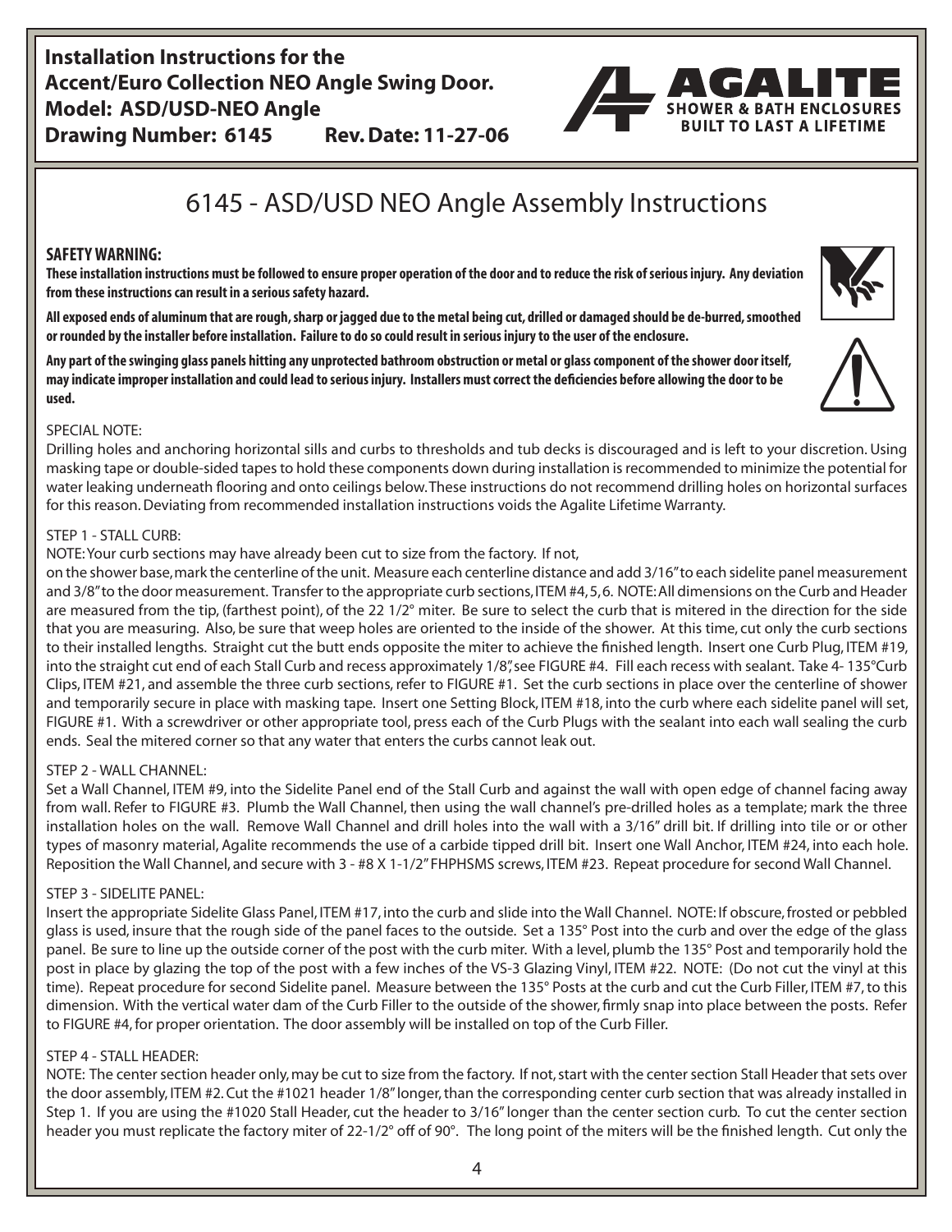**Installation Instructions for the**
**Accent/Euro Collection NEO Angle Swing Door.**
**Model: ASD/USD-NEO Angle**
**Drawing Number: 6145 Rev. Date: 11-27-06**

AGALITE
SHOWER & BATH ENCLOSURES
BUILT TO LAST A LIFETIME

# 6145 - ASD/USD NEO Angle Assembly Instructions

**SAFETY WARNING:**

**These installation instructions must be followed to ensure proper operation of the door and to reduce the risk of serious injury. Any deviation from these instructions can result in a serious safety hazard.**

**All exposed ends of aluminum that are rough, sharp or jagged due to the metal being cut, drilled or damaged should be de-burred, smoothed or rounded by the installer before installation. Failure to do so could result in serious injury to the user of the enclosure.**

**Any part of the swinging glass panels hitting any unprotected bathroom obstruction or metal or glass component of the shower door itself, may indicate improper installation and could lead to serious injury. Installers must correct the deficiencies before allowing the door to be used.**

SPECIAL NOTE:
Drilling holes and anchoring horizontal sills and curbs to thresholds and tub decks is discouraged and is left to your discretion. Using masking tape or double-sided tapes to hold these components down during installation is recommended to minimize the potential for water leaking underneath flooring and onto ceilings below. These instructions do not recommend drilling holes on horizontal surfaces for this reason. Deviating from recommended installation instructions voids the Agalite Lifetime Warranty.

STEP 1 - STALL CURB:
NOTE: Your curb sections may have already been cut to size from the factory. If not,
on the shower base, mark the centerline of the unit. Measure each centerline distance and add 3/16" to each sidelite panel measurement and 3/8" to the door measurement. Transfer to the appropriate curb sections, ITEM #4, 5, 6. NOTE: All dimensions on the Curb and Header are measured from the tip, (farthest point), of the 22 1/2° miter. Be sure to select the curb that is mitered in the direction for the side that you are measuring. Also, be sure that weep holes are oriented to the inside of the shower. At this time, cut only the curb sections to their installed lengths. Straight cut the butt ends opposite the miter to achieve the finished length. Insert one Curb Plug, ITEM #19, into the straight cut end of each Stall Curb and recess approximately 1/8", see FIGURE #4. Fill each recess with sealant. Take 4- 135°Curb Clips, ITEM #21, and assemble the three curb sections, refer to FIGURE #1. Set the curb sections in place over the centerline of shower and temporarily secure in place with masking tape. Insert one Setting Block, ITEM #18, into the curb where each sidelite panel will set, FIGURE #1. With a screwdriver or other appropriate tool, press each of the Curb Plugs with the sealant into each wall sealing the curb ends. Seal the mitered corner so that any water that enters the curbs cannot leak out.

STEP 2 - WALL CHANNEL:
Set a Wall Channel, ITEM #9, into the Sidelite Panel end of the Stall Curb and against the wall with open edge of channel facing away from wall. Refer to FIGURE #3. Plumb the Wall Channel, then using the wall channel's pre-drilled holes as a template; mark the three installation holes on the wall. Remove Wall Channel and drill holes into the wall with a 3/16" drill bit. If drilling into tile or or other types of masonry material, Agalite recommends the use of a carbide tipped drill bit. Insert one Wall Anchor, ITEM #24, into each hole. Reposition the Wall Channel, and secure with 3 - #8 X 1-1/2" FHPHSMS screws, ITEM #23. Repeat procedure for second Wall Channel.

STEP 3 - SIDELITE PANEL:
Insert the appropriate Sidelite Glass Panel, ITEM #17, into the curb and slide into the Wall Channel. NOTE: If obscure, frosted or pebbled glass is used, insure that the rough side of the panel faces to the outside. Set a 135° Post into the curb and over the edge of the glass panel. Be sure to line up the outside corner of the post with the curb miter. With a level, plumb the 135° Post and temporarily hold the post in place by glazing the top of the post with a few inches of the VS-3 Glazing Vinyl, ITEM #22. NOTE: (Do not cut the vinyl at this time). Repeat procedure for second Sidelite panel. Measure between the 135° Posts at the curb and cut the Curb Filler, ITEM #7, to this dimension. With the vertical water dam of the Curb Filler to the outside of the shower, firmly snap into place between the posts. Refer to FIGURE #4, for proper orientation. The door assembly will be installed on top of the Curb Filler.

STEP 4 - STALL HEADER:
NOTE: The center section header only, may be cut to size from the factory. If not, start with the center section Stall Header that sets over the door assembly, ITEM #2. Cut the #1021 header 1/8" longer, than the corresponding center curb section that was already installed in Step 1. If you are using the #1020 Stall Header, cut the header to 3/16" longer than the center section curb. To cut the center section header you must replicate the factory miter of 22-1/2° off of 90°. The long point of the miters will be the finished length. Cut only the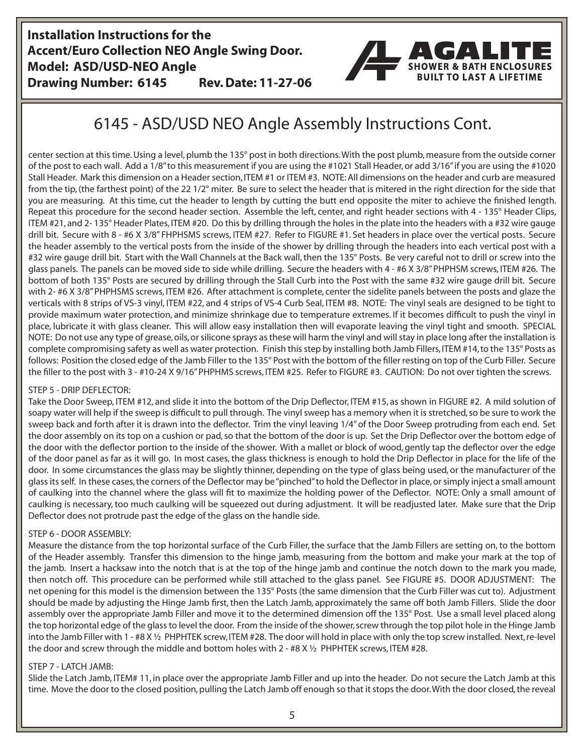## 6145 - ASD/USD NEO Angle Assembly Instructions Cont.

center section at this time. Using a level, plumb the 135° post in both directions. With the post plumb, measure from the outside corner of the post to each wall. Add a 1/8" to this measurement if you are using the #1021 Stall Header, or add 3/16" if you are using the #1020 Stall Header. Mark this dimension on a Header section, ITEM #1 or ITEM #3. NOTE: All dimensions on the header and curb are measured from the tip, (the farthest point) of the 22 1/2° miter. Be sure to select the header that is mitered in the right direction for the side that you are measuring. At this time, cut the header to length by cutting the butt end opposite the miter to achieve the finished length. Repeat this procedure for the second header section. Assemble the left, center, and right header sections with 4 - 135° Header Clips, ITEM #21, and 2- 135° Header Plates, ITEM #20. Do this by drilling through the holes in the plate into the headers with a #32 wire gauge drill bit. Secure with 8 - #6 X 3/8" FHPHSMS screws, ITEM #27. Refer to FIGURE #1. Set headers in place over the vertical posts. Secure the header assembly to the vertical posts from the inside of the shower by drilling through the headers into each vertical post with a #32 wire gauge drill bit. Start with the Wall Channels at the Back wall, then the 135° Posts. Be very careful not to drill or screw into the glass panels. The panels can be moved side to side while drilling. Secure the headers with 4 - #6 X 3/8" PHPHSM screws, ITEM #26. The bottom of both 135° Posts are secured by drilling through the Stall Curb into the Post with the same #32 wire gauge drill bit. Secure with 2- #6 X 3/8" PHPHSMS screws, ITEM #26. After attachment is complete, center the sidelite panels between the posts and glaze the verticals with 8 strips of VS-3 vinyl, ITEM #22, and 4 strips of VS-4 Curb Seal, ITEM #8. NOTE: The vinyl seals are designed to be tight to provide maximum water protection, and minimize shrinkage due to temperature extremes. If it becomes difficult to push the vinyl in place, lubricate it with glass cleaner. This will allow easy installation then will evaporate leaving the vinyl tight and smooth. SPECIAL NOTE: Do not use any type of grease, oils, or silicone sprays as these will harm the vinyl and will stay in place long after the installation is complete compromising safety as well as water protection. Finish this step by installing both Jamb Fillers, ITEM #14, to the 135° Posts as follows: Position the closed edge of the Jamb Filler to the 135° Post with the bottom of the filler resting on top of the Curb Filler. Secure the filler to the post with 3 - #10-24 X 9/16" PHPHMS screws, ITEM #25. Refer to FIGURE #3. CAUTION: Do not over tighten the screws.

STEP 5 - DRIP DEFLECTOR:

Take the Door Sweep, ITEM #12, and slide it into the bottom of the Drip Deflector, ITEM #15, as shown in FIGURE #2. A mild solution of soapy water will help if the sweep is difficult to pull through. The vinyl sweep has a memory when it is stretched, so be sure to work the sweep back and forth after it is drawn into the deflector. Trim the vinyl leaving 1/4" of the Door Sweep protruding from each end. Set the door assembly on its top on a cushion or pad, so that the bottom of the door is up. Set the Drip Deflector over the bottom edge of the door with the deflector portion to the inside of the shower. With a mallet or block of wood, gently tap the deflector over the edge of the door panel as far as it will go. In most cases, the glass thickness is enough to hold the Drip Deflector in place for the life of the door. In some circumstances the glass may be slightly thinner, depending on the type of glass being used, or the manufacturer of the glass its self. In these cases, the corners of the Deflector may be "pinched" to hold the Deflector in place, or simply inject a small amount of caulking into the channel where the glass will fit to maximize the holding power of the Deflector. NOTE: Only a small amount of caulking is necessary, too much caulking will be squeezed out during adjustment. It will be readjusted later. Make sure that the Drip Deflector does not protrude past the edge of the glass on the handle side.

STEP 6 - DOOR ASSEMBLY:

Measure the distance from the top horizontal surface of the Curb Filler, the surface that the Jamb Fillers are setting on, to the bottom of the Header assembly. Transfer this dimension to the hinge jamb, measuring from the bottom and make your mark at the top of the jamb. Insert a hacksaw into the notch that is at the top of the hinge jamb and continue the notch down to the mark you made, then notch off. This procedure can be performed while still attached to the glass panel. See FIGURE #5. DOOR ADJUSTMENT: The net opening for this model is the dimension between the 135° Posts (the same dimension that the Curb Filler was cut to). Adjustment should be made by adjusting the Hinge Jamb first, then the Latch Jamb, approximately the same off both Jamb Fillers. Slide the door assembly over the appropriate Jamb Filler and move it to the determined dimension off the 135° Post. Use a small level placed along the top horizontal edge of the glass to level the door. From the inside of the shower, screw through the top pilot hole in the Hinge Jamb into the Jamb Filler with 1 - #8 X ½ PHPHTEK screw, ITEM #28. The door will hold in place with only the top screw installed. Next, re-level the door and screw through the middle and bottom holes with 2 - #8 X ½ PHPHTEK screws, ITEM #28.

STEP 7 - LATCH JAMB:

Slide the Latch Jamb, ITEM# 11, in place over the appropriate Jamb Filler and up into the header. Do not secure the Latch Jamb at this time. Move the door to the closed position, pulling the Latch Jamb off enough so that it stops the door. With the door closed, the reveal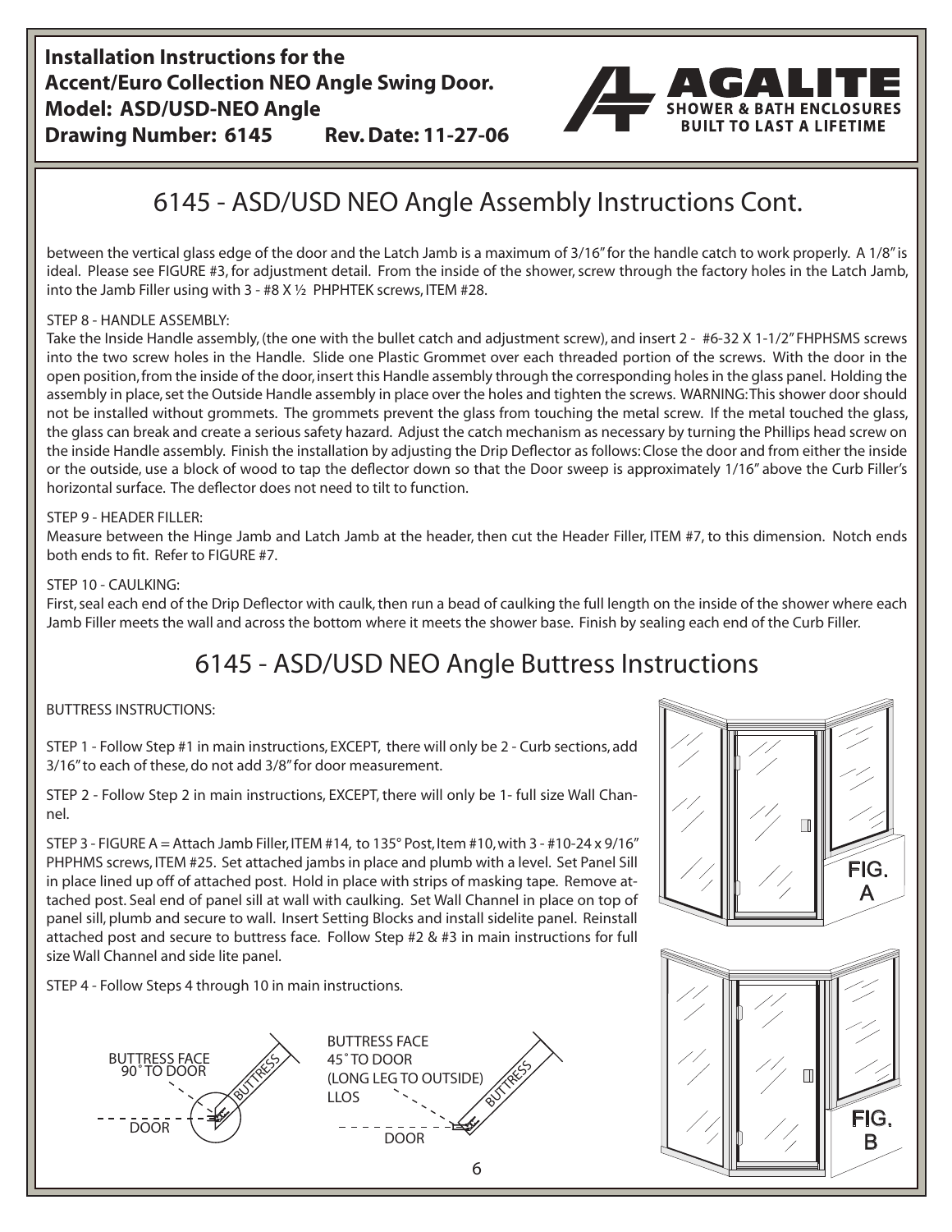**Installation Instructions for the Accent/Euro Collection NEO Angle Swing Door.**
**Model: ASD/USD-NEO Angle**
**Drawing Number: 6145 Rev. Date: 11-27-06**

AGALITE
SHOWER & BATH ENCLOSURES
BUILT TO LAST A LIFETIME

# 6145 - ASD/USD NEO Angle Assembly Instructions Cont.

between the vertical glass edge of the door and the Latch Jamb is a maximum of 3/16" for the handle catch to work properly. A 1/8" is ideal. Please see FIGURE #3, for adjustment detail. From the inside of the shower, screw through the factory holes in the Latch Jamb, into the Jamb Filler using with 3 - #8 X ½ PHPHTEK screws, ITEM #28.

STEP 8 - HANDLE ASSEMBLY:
Take the Inside Handle assembly, (the one with the bullet catch and adjustment screw), and insert 2 - #6-32 X 1-1/2" FHPHSMS screws into the two screw holes in the Handle. Slide one Plastic Grommet over each threaded portion of the screws. With the door in the open position, from the inside of the door, insert this Handle assembly through the corresponding holes in the glass panel. Holding the assembly in place, set the Outside Handle assembly in place over the holes and tighten the screws. WARNING: This shower door should not be installed without grommets. The grommets prevent the glass from touching the metal screw. If the metal touched the glass, the glass can break and create a serious safety hazard. Adjust the catch mechanism as necessary by turning the Phillips head screw on the inside Handle assembly. Finish the installation by adjusting the Drip Deflector as follows: Close the door and from either the inside or the outside, use a block of wood to tap the deflector down so that the Door sweep is approximately 1/16" above the Curb Filler's horizontal surface. The deflector does not need to tilt to function.

STEP 9 - HEADER FILLER:
Measure between the Hinge Jamb and Latch Jamb at the header, then cut the Header Filler, ITEM #7, to this dimension. Notch ends both ends to fit. Refer to FIGURE #7.

STEP 10 - CAULKING:
First, seal each end of the Drip Deflector with caulk, then run a bead of caulking the full length on the inside of the shower where each Jamb Filler meets the wall and across the bottom where it meets the shower base. Finish by sealing each end of the Curb Filler.

# 6145 - ASD/USD NEO Angle Buttress Instructions

BUTTRESS INSTRUCTIONS:

STEP 1 - Follow Step #1 in main instructions, EXCEPT, there will only be 2 - Curb sections, add 3/16" to each of these, do not add 3/8" for door measurement.

STEP 2 - Follow Step 2 in main instructions, EXCEPT, there will only be 1- full size Wall Channel.

STEP 3 - FIGURE A = Attach Jamb Filler, ITEM #14, to 135° Post, Item #10, with 3 - #10-24 x 9/16" PHPHMS screws, ITEM #25. Set attached jambs in place and plumb with a level. Set Panel Sill in place lined up off of attached post. Hold in place with strips of masking tape. Remove attached post. Seal end of panel sill at wall with caulking. Set Wall Channel in place on top of panel sill, plumb and secure to wall. Insert Setting Blocks and install sidelite panel. Reinstall attached post and secure to buttress face. Follow Step #2 & #3 in main instructions for full size Wall Channel and side lite panel.

STEP 4 - Follow Steps 4 through 10 in main instructions.

BUTTRESS FACE
90° TO DOOR
BUTTRESS
DOOR

BUTTRESS FACE
45° TO DOOR
(LONG LEG TO OUTSIDE)
LLOS
BUTTRESS
DOOR

FIG. A

FIG. B